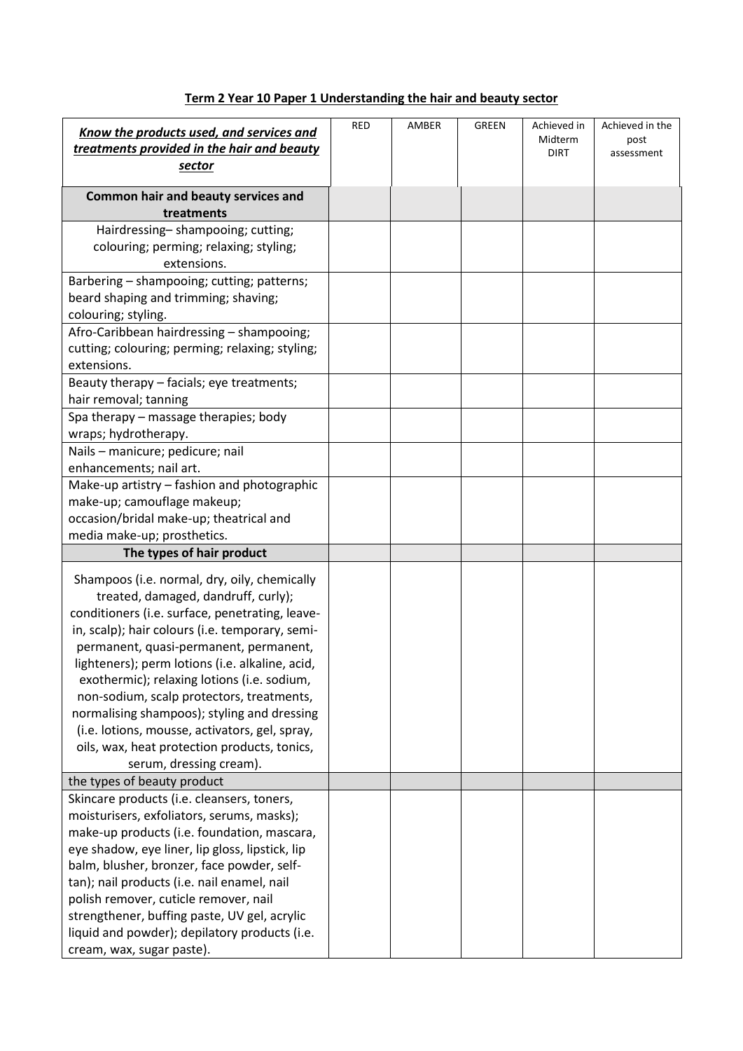**Term 2 Year 10 Paper 1 Understanding the hair and beauty sector**

| ***Know the products used, and services and treatments provided in the hair and beauty sector*** | RED | AMBER | GREEN | Achieved in Midterm DIRT | Achieved in the post assessment |
|---|---|---|---|---|---|
| **Common hair and beauty services and treatments** | | | | | |
| Hairdressing– shampooing; cutting; colouring; perming; relaxing; styling; extensions. | | | | | |
| Barbering – shampooing; cutting; patterns; beard shaping and trimming; shaving; colouring; styling. | | | | | |
| Afro-Caribbean hairdressing – shampooing; cutting; colouring; perming; relaxing; styling; extensions. | | | | | |
| Beauty therapy – facials; eye treatments; hair removal; tanning | | | | | |
| Spa therapy – massage therapies; body wraps; hydrotherapy. | | | | | |
| Nails – manicure; pedicure; nail enhancements; nail art. | | | | | |
| Make-up artistry – fashion and photographic make-up; camouflage makeup; occasion/bridal make-up; theatrical and media make-up; prosthetics. | | | | | |
| **The types of hair product** | | | | | |
| Shampoos (i.e. normal, dry, oily, chemically treated, damaged, dandruff, curly); conditioners (i.e. surface, penetrating, leave-in, scalp); hair colours (i.e. temporary, semi-permanent, quasi-permanent, permanent, lighteners); perm lotions (i.e. alkaline, acid, exothermic); relaxing lotions (i.e. sodium, non-sodium, scalp protectors, treatments, normalising shampoos); styling and dressing (i.e. lotions, mousse, activators, gel, spray, oils, wax, heat protection products, tonics, serum, dressing cream). | | | | | |
| the types of beauty product | | | | | |
| Skincare products (i.e. cleansers, toners, moisturisers, exfoliators, serums, masks); make-up products (i.e. foundation, mascara, eye shadow, eye liner, lip gloss, lipstick, lip balm, blusher, bronzer, face powder, self-tan); nail products (i.e. nail enamel, nail polish remover, cuticle remover, nail strengthener, buffing paste, UV gel, acrylic liquid and powder); depilatory products (i.e. cream, wax, sugar paste). | | | | | |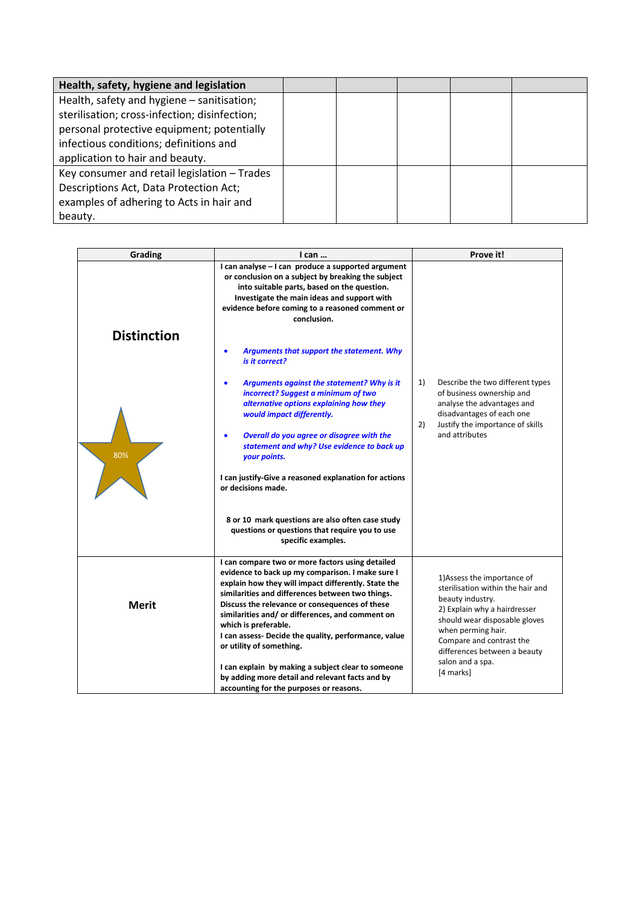| Health, safety, hygiene and legislation | | | | | |
|---|---|---|---|---|---|
| Health, safety and hygiene – sanitisation; sterilisation; cross-infection; disinfection; personal protective equipment; potentially infectious conditions; definitions and application to hair and beauty. | | | | | |
| Key consumer and retail legislation – Trades Descriptions Act, Data Protection Act; examples of adhering to Acts in hair and beauty. | | | | | |

| Grading | I can … | Prove it! |
|---|---|---|
| **Distinction** 80% | **I can analyse – I can produce a supported argument or conclusion on a subject by breaking the subject into suitable parts, based on the question. Investigate the main ideas and support with evidence before coming to a reasoned comment or conclusion.** <br> • ***Arguments that support the statement. Why is it correct?*** <br> • ***Arguments against the statement? Why is it incorrect? Suggest a minimum of two alternative options explaining how they would impact differently.*** <br> • ***Overall do you agree or disagree with the statement and why? Use evidence to back up your points.*** <br> **I can justify-Give a reasoned explanation for actions or decisions made.** <br> **8 or 10 mark questions are also often case study questions or questions that require you to use specific examples.** | 1) Describe the two different types of business ownership and analyse the advantages and disadvantages of each one <br> 2) Justify the importance of skills and attributes |
| **Merit** | **I can compare two or more factors using detailed evidence to back up my comparison. I make sure I explain how they will impact differently. State the similarities and differences between two things. Discuss the relevance or consequences of these similarities and/ or differences, and comment on which is preferable.** <br> **I can assess- Decide the quality, performance, value or utility of something.** <br> **I can explain by making a subject clear to someone by adding more detail and relevant facts and by accounting for the purposes or reasons.** | 1)Assess the importance of sterilisation within the hair and beauty industry. <br> 2) Explain why a hairdresser should wear disposable gloves when perming hair. <br> Compare and contrast the differences between a beauty salon and a spa. <br> [4 marks] |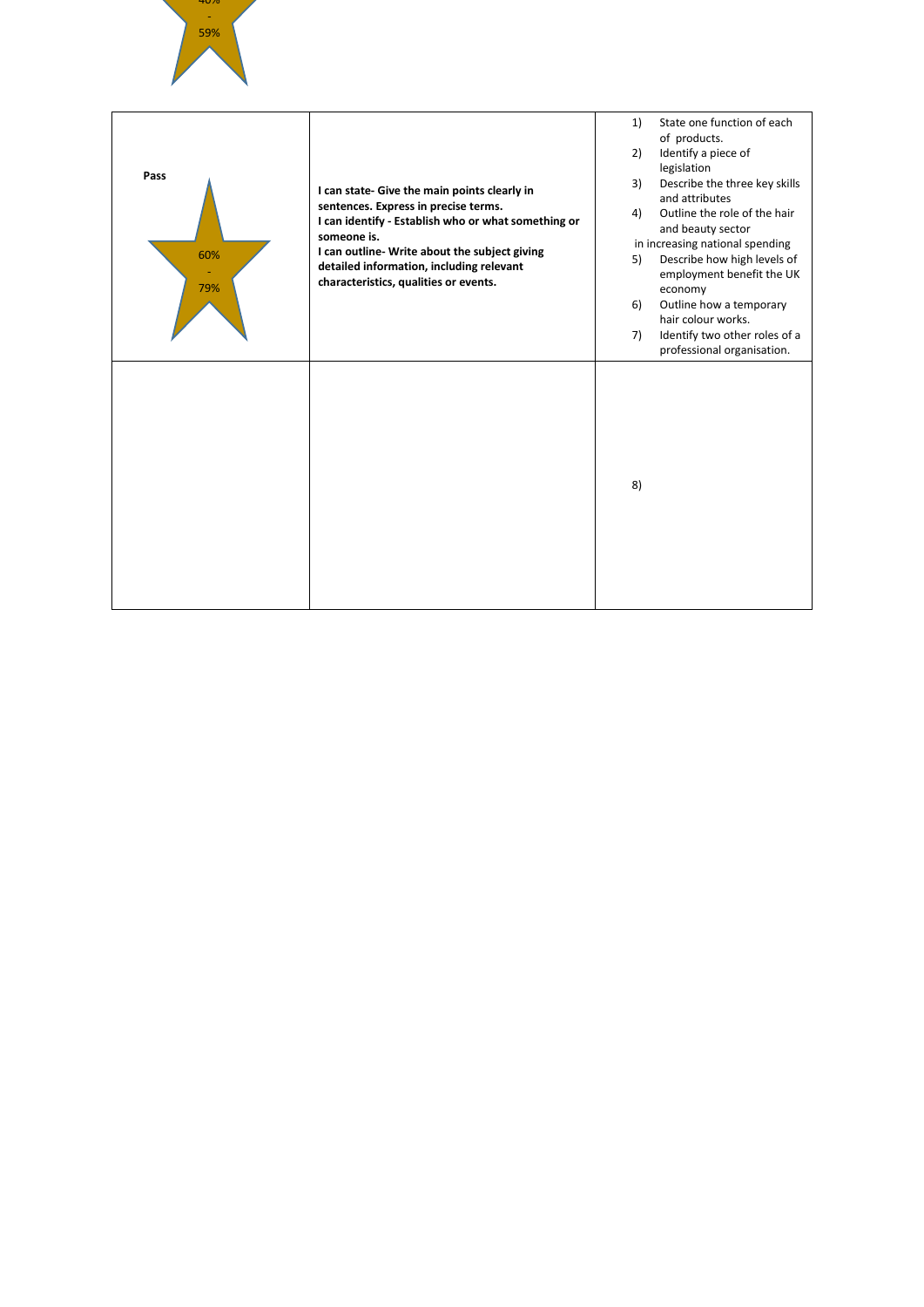40%
-
59%

| | | |
|---|---|---|
| **Pass**<br><br>60%<br>-<br>79% | **I can state- Give the main points clearly in sentences. Express in precise terms.**<br>**I can identify - Establish who or what something or someone is.**<br>**I can outline- Write about the subject giving detailed information, including relevant characteristics, qualities or events.** | 1) State one function of each of products.<br>2) Identify a piece of legislation<br>3) Describe the three key skills and attributes<br>4) Outline the role of the hair and beauty sector in increasing national spending<br>5) Describe how high levels of employment benefit the UK economy<br>6) Outline how a temporary hair colour works.<br>7) Identify two other roles of a professional organisation. |
| | | 8) |